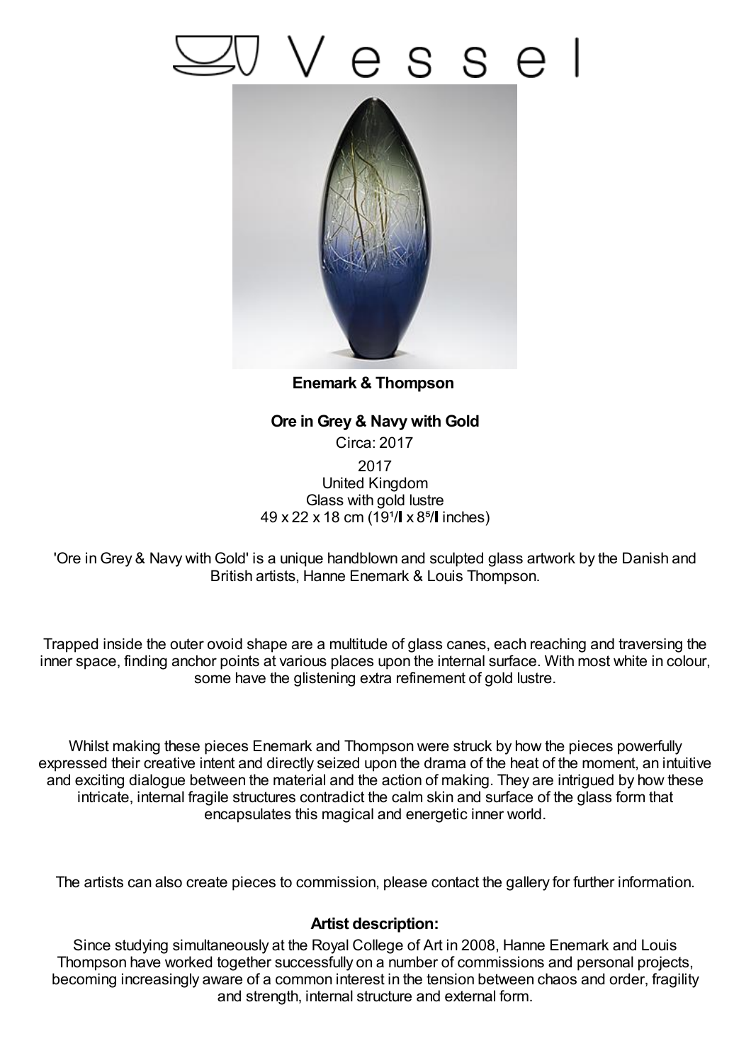# Vessel

**Enemark & Thompson**

**Ore in Grey & Navy with Gold**

Circa: 2017

2017
United Kingdom
Glass with gold lustre
49 x 22 x 18 cm (19¹/▌x 8⁵/▌inches)

'Ore in Grey & Navy with Gold' is a unique handblown and sculpted glass artwork by the Danish and British artists, Hanne Enemark & Louis Thompson.

Trapped inside the outer ovoid shape are a multitude of glass canes, each reaching and traversing the inner space, finding anchor points at various places upon the internal surface. With most white in colour, some have the glistening extra refinement of gold lustre.

Whilst making these pieces Enemark and Thompson were struck by how the pieces powerfully expressed their creative intent and directly seized upon the drama of the heat of the moment, an intuitive and exciting dialogue between the material and the action of making. They are intrigued by how these intricate, internal fragile structures contradict the calm skin and surface of the glass form that encapsulates this magical and energetic inner world.

The artists can also create pieces to commission, please contact the gallery for further information.

**Artist description:**

Since studying simultaneously at the Royal College of Art in 2008, Hanne Enemark and Louis Thompson have worked together successfully on a number of commissions and personal projects, becoming increasingly aware of a common interest in the tension between chaos and order, fragility and strength, internal structure and external form.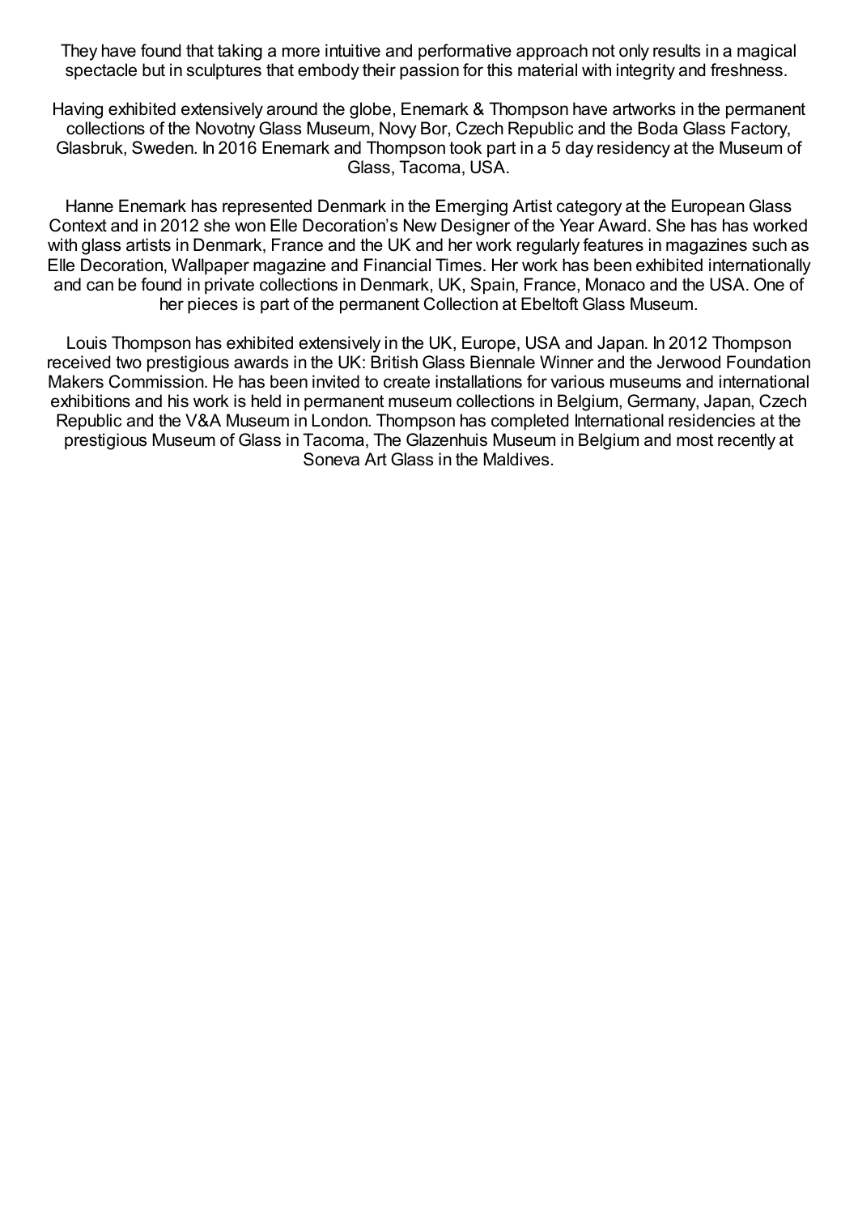They have found that taking a more intuitive and performative approach not only results in a magical spectacle but in sculptures that embody their passion for this material with integrity and freshness.

Having exhibited extensively around the globe, Enemark & Thompson have artworks in the permanent collections of the Novotny Glass Museum, Novy Bor, Czech Republic and the Boda Glass Factory, Glasbruk, Sweden. In 2016 Enemark and Thompson took part in a 5 day residency at the Museum of Glass, Tacoma, USA.

Hanne Enemark has represented Denmark in the Emerging Artist category at the European Glass Context and in 2012 she won Elle Decoration's New Designer of the Year Award. She has has worked with glass artists in Denmark, France and the UK and her work regularly features in magazines such as Elle Decoration, Wallpaper magazine and Financial Times. Her work has been exhibited internationally and can be found in private collections in Denmark, UK, Spain, France, Monaco and the USA. One of her pieces is part of the permanent Collection at Ebeltoft Glass Museum.

Louis Thompson has exhibited extensively in the UK, Europe, USA and Japan. In 2012 Thompson received two prestigious awards in the UK: British Glass Biennale Winner and the Jerwood Foundation Makers Commission. He has been invited to create installations for various museums and international exhibitions and his work is held in permanent museum collections in Belgium, Germany, Japan, Czech Republic and the V&A Museum in London. Thompson has completed International residencies at the prestigious Museum of Glass in Tacoma, The Glazenhuis Museum in Belgium and most recently at Soneva Art Glass in the Maldives.